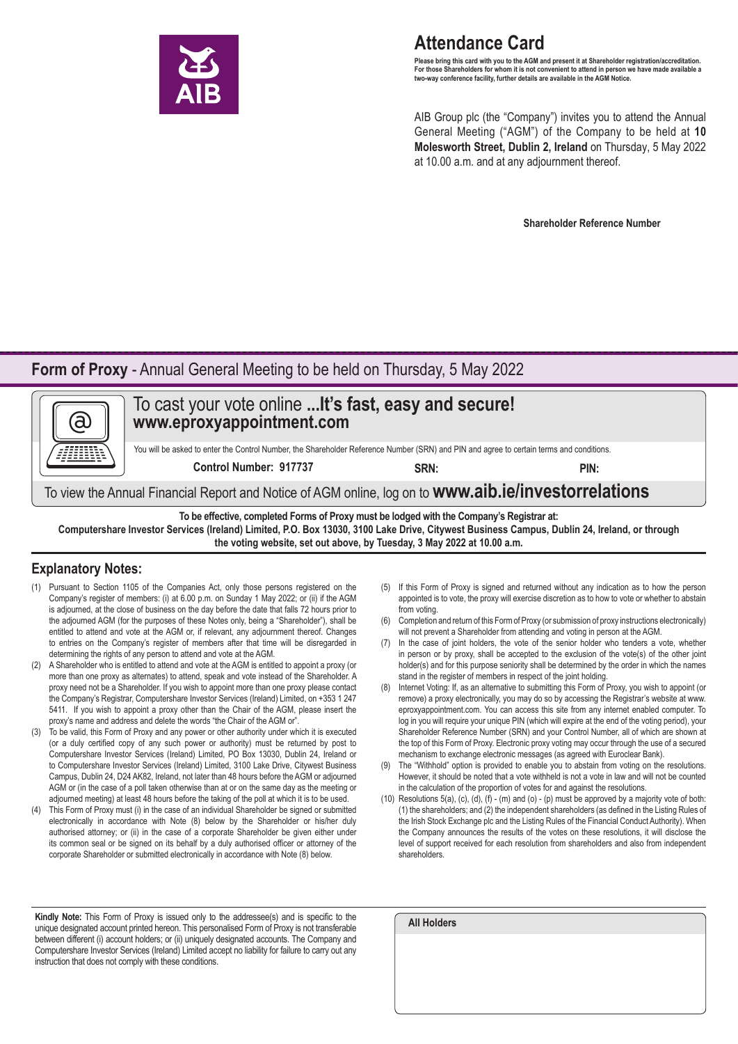# Attendance Card

**Please bring this card with you to the AGM and present it at Shareholder registration/accreditation. For those Shareholders for whom it is not convenient to attend in person we have made available a two-way conference facility, further details are available in the AGM Notice.**

AIB Group plc (the "Company") invites you to attend the Annual General Meeting ("AGM") of the Company to be held at **10 Molesworth Street, Dublin 2, Ireland** on Thursday, 5 May 2022 at 10.00 a.m. and at any adjournment thereof.

**Shareholder Reference Number**

## Form of Proxy - Annual General Meeting to be held on Thursday, 5 May 2022

To cast your vote online **...It's fast, easy and secure!**
**www.eproxyappointment.com**

You will be asked to enter the Control Number, the Shareholder Reference Number (SRN) and PIN and agree to certain terms and conditions.

**Control Number: 917737** **SRN:** **PIN:**

To view the Annual Financial Report and Notice of AGM online, log on to **www.aib.ie/investorrelations**

**To be effective, completed Forms of Proxy must be lodged with the Company's Registrar at: Computershare Investor Services (Ireland) Limited, P.O. Box 13030, 3100 Lake Drive, Citywest Business Campus, Dublin 24, Ireland, or through the voting website, set out above, by Tuesday, 3 May 2022 at 10.00 a.m.**

## Explanatory Notes:

(1) Pursuant to Section 1105 of the Companies Act, only those persons registered on the Company's register of members: (i) at 6.00 p.m. on Sunday 1 May 2022; or (ii) if the AGM is adjourned, at the close of business on the day before the date that falls 72 hours prior to the adjourned AGM (for the purposes of these Notes only, being a "Shareholder"), shall be entitled to attend and vote at the AGM or, if relevant, any adjournment thereof. Changes to entries on the Company's register of members after that time will be disregarded in determining the rights of any person to attend and vote at the AGM.

(2) A Shareholder who is entitled to attend and vote at the AGM is entitled to appoint a proxy (or more than one proxy as alternates) to attend, speak and vote instead of the Shareholder. A proxy need not be a Shareholder. If you wish to appoint more than one proxy please contact the Company's Registrar, Computershare Investor Services (Ireland) Limited, on +353 1 247 5411. If you wish to appoint a proxy other than the Chair of the AGM, please insert the proxy's name and address and delete the words "the Chair of the AGM or".

(3) To be valid, this Form of Proxy and any power or other authority under which it is executed (or a duly certified copy of any such power or authority) must be returned by post to Computershare Investor Services (Ireland) Limited, PO Box 13030, Dublin 24, Ireland or to Computershare Investor Services (Ireland) Limited, 3100 Lake Drive, Citywest Business Campus, Dublin 24, D24 AK82, Ireland, not later than 48 hours before the AGM or adjourned AGM or (in the case of a poll taken otherwise than at or on the same day as the meeting or adjourned meeting) at least 48 hours before the taking of the poll at which it is to be used.

(4) This Form of Proxy must (i) in the case of an individual Shareholder be signed or submitted electronically in accordance with Note (8) below by the Shareholder or his/her duly authorised attorney; or (ii) in the case of a corporate Shareholder be given either under its common seal or be signed on its behalf by a duly authorised officer or attorney of the corporate Shareholder or submitted electronically in accordance with Note (8) below.

(5) If this Form of Proxy is signed and returned without any indication as to how the person appointed is to vote, the proxy will exercise discretion as to how to vote or whether to abstain from voting.

(6) Completion and return of this Form of Proxy (or submission of proxy instructions electronically) will not prevent a Shareholder from attending and voting in person at the AGM.

(7) In the case of joint holders, the vote of the senior holder who tenders a vote, whether in person or by proxy, shall be accepted to the exclusion of the vote(s) of the other joint holder(s) and for this purpose seniority shall be determined by the order in which the names stand in the register of members in respect of the joint holding.

(8) Internet Voting: If, as an alternative to submitting this Form of Proxy, you wish to appoint (or remove) a proxy electronically, you may do so by accessing the Registrar's website at www.eproxyappointment.com. You can access this site from any internet enabled computer. To log in you will require your unique PIN (which will expire at the end of the voting period), your Shareholder Reference Number (SRN) and your Control Number, all of which are shown at the top of this Form of Proxy. Electronic proxy voting may occur through the use of a secured mechanism to exchange electronic messages (as agreed with Euroclear Bank).

(9) The "Withhold" option is provided to enable you to abstain from voting on the resolutions. However, it should be noted that a vote withheld is not a vote in law and will not be counted in the calculation of the proportion of votes for and against the resolutions.

(10) Resolutions 5(a), (c), (d), (f) - (m) and (o) - (p) must be approved by a majority vote of both: (1) the shareholders; and (2) the independent shareholders (as defined in the Listing Rules of the Irish Stock Exchange plc and the Listing Rules of the Financial Conduct Authority). When the Company announces the results of the votes on these resolutions, it will disclose the level of support received for each resolution from shareholders and also from independent shareholders.

**Kindly Note:** This Form of Proxy is issued only to the addressee(s) and is specific to the unique designated account printed hereon. This personalised Form of Proxy is not transferable between different (i) account holders; or (ii) uniquely designated accounts. The Company and Computershare Investor Services (Ireland) Limited accept no liability for failure to carry out any instruction that does not comply with these conditions.

**All Holders**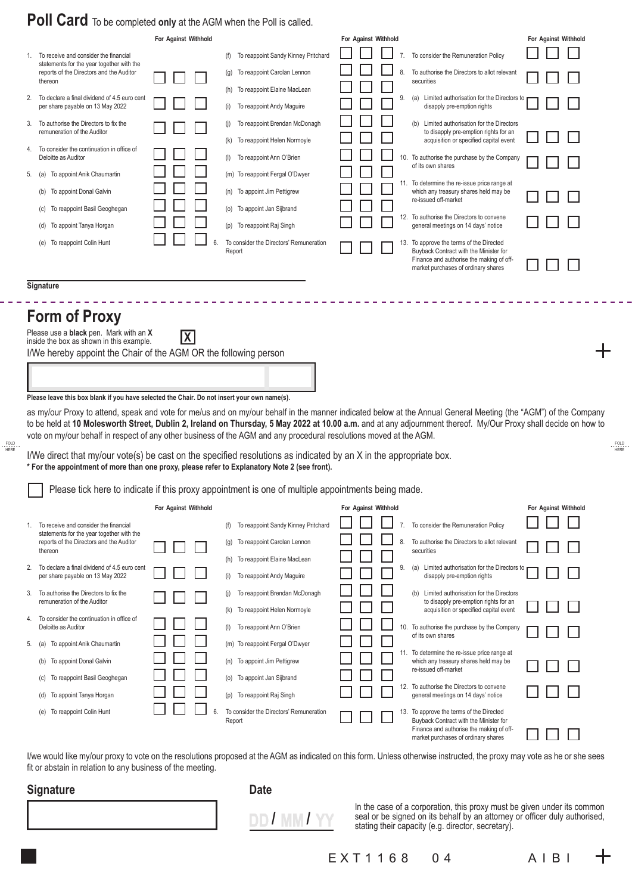# Poll Card To be completed **only** at the AGM when the Poll is called.

| Resolution | For | Against | Withhold |
|---|---|---|---|
| 1. To receive and consider the financial statements for the year together with the reports of the Directors and the Auditor thereon | ☐ | ☐ | ☐ |
| 2. To declare a final dividend of 4.5 euro cent per share payable on 13 May 2022 | ☐ | ☐ | ☐ |
| 3. To authorise the Directors to fix the remuneration of the Auditor | ☐ | ☐ | ☐ |
| 4. To consider the continuation in office of Deloitte as Auditor | ☐ | ☐ | ☐ |
| 5. (a) To appoint Anik Chaumartin | ☐ | ☐ | ☐ |
| (b) To appoint Donal Galvin | ☐ | ☐ | ☐ |
| (c) To reappoint Basil Geoghegan | ☐ | ☐ | ☐ |
| (d) To appoint Tanya Horgan | ☐ | ☐ | ☐ |
| (e) To reappoint Colin Hunt | ☐ | ☐ | ☐ |
| (f) To reappoint Sandy Kinney Pritchard | ☐ | ☐ | ☐ |
| (g) To reappoint Carolan Lennon | ☐ | ☐ | ☐ |
| (h) To reappoint Elaine MacLean | ☐ | ☐ | ☐ |
| (i) To reappoint Andy Maguire | ☐ | ☐ | ☐ |
| (j) To reappoint Brendan McDonagh | ☐ | ☐ | ☐ |
| (k) To reappoint Helen Normoyle | ☐ | ☐ | ☐ |
| (l) To reappoint Ann O'Brien | ☐ | ☐ | ☐ |
| (m) To reappoint Fergal O'Dwyer | ☐ | ☐ | ☐ |
| (n) To appoint Jim Pettigrew | ☐ | ☐ | ☐ |
| (o) To appoint Jan Sijbrand | ☐ | ☐ | ☐ |
| (p) To reappoint Raj Singh | ☐ | ☐ | ☐ |
| 6. To consider the Directors' Remuneration Report | ☐ | ☐ | ☐ |
| 7. To consider the Remuneration Policy | ☐ | ☐ | ☐ |
| 8. To authorise the Directors to allot relevant securities | ☐ | ☐ | ☐ |
| 9. (a) Limited authorisation for the Directors to disapply pre-emption rights | ☐ | ☐ | ☐ |
| (b) Limited authorisation for the Directors to disapply pre-emption rights for an acquisition or specified capital event | ☐ | ☐ | ☐ |
| 10. To authorise the purchase by the Company of its own shares | ☐ | ☐ | ☐ |
| 11. To determine the re-issue price range at which any treasury shares held may be re-issued off-market | ☐ | ☐ | ☐ |
| 12. To authorise the Directors to convene general meetings on 14 days' notice | ☐ | ☐ | ☐ |
| 13. To approve the terms of the Directed Buyback Contract with the Minister for Finance and authorise the making of off-market purchases of ordinary shares | ☐ | ☐ | ☐ |

**Signature**

# Form of Proxy

Please use a **black** pen. Mark with an **X** inside the box as shown in this example. X

I/We hereby appoint the Chair of the AGM OR the following person

**Please leave this box blank if you have selected the Chair. Do not insert your own name(s).**

as my/our Proxy to attend, speak and vote for me/us and on my/our behalf in the manner indicated below at the Annual General Meeting (the "AGM") of the Company to be held at **10 Molesworth Street, Dublin 2, Ireland on Thursday, 5 May 2022 at 10.00 a.m.** and at any adjournment thereof. My/Our Proxy shall decide on how to vote on my/our behalf in respect of any other business of the AGM and any procedural resolutions moved at the AGM.

I/We direct that my/our vote(s) be cast on the specified resolutions as indicated by an X in the appropriate box.
**\* For the appointment of more than one proxy, please refer to Explanatory Note 2 (see front).**

☐ Please tick here to indicate if this proxy appointment is one of multiple appointments being made.

| Resolution | For | Against | Withhold |
|---|---|---|---|
| 1. To receive and consider the financial statements for the year together with the reports of the Directors and the Auditor thereon | ☐ | ☐ | ☐ |
| 2. To declare a final dividend of 4.5 euro cent per share payable on 13 May 2022 | ☐ | ☐ | ☐ |
| 3. To authorise the Directors to fix the remuneration of the Auditor | ☐ | ☐ | ☐ |
| 4. To consider the continuation in office of Deloitte as Auditor | ☐ | ☐ | ☐ |
| 5. (a) To appoint Anik Chaumartin | ☐ | ☐ | ☐ |
| (b) To appoint Donal Galvin | ☐ | ☐ | ☐ |
| (c) To reappoint Basil Geoghegan | ☐ | ☐ | ☐ |
| (d) To appoint Tanya Horgan | ☐ | ☐ | ☐ |
| (e) To reappoint Colin Hunt | ☐ | ☐ | ☐ |
| (f) To reappoint Sandy Kinney Pritchard | ☐ | ☐ | ☐ |
| (g) To reappoint Carolan Lennon | ☐ | ☐ | ☐ |
| (h) To reappoint Elaine MacLean | ☐ | ☐ | ☐ |
| (i) To reappoint Andy Maguire | ☐ | ☐ | ☐ |
| (j) To reappoint Brendan McDonagh | ☐ | ☐ | ☐ |
| (k) To reappoint Helen Normoyle | ☐ | ☐ | ☐ |
| (l) To reappoint Ann O'Brien | ☐ | ☐ | ☐ |
| (m) To reappoint Fergal O'Dwyer | ☐ | ☐ | ☐ |
| (n) To appoint Jim Pettigrew | ☐ | ☐ | ☐ |
| (o) To appoint Jan Sijbrand | ☐ | ☐ | ☐ |
| (p) To reappoint Raj Singh | ☐ | ☐ | ☐ |
| 6. To consider the Directors' Remuneration Report | ☐ | ☐ | ☐ |
| 7. To consider the Remuneration Policy | ☐ | ☐ | ☐ |
| 8. To authorise the Directors to allot relevant securities | ☐ | ☐ | ☐ |
| 9. (a) Limited authorisation for the Directors to disapply pre-emption rights | ☐ | ☐ | ☐ |
| (b) Limited authorisation for the Directors to disapply pre-emption rights for an acquisition or specified capital event | ☐ | ☐ | ☐ |
| 10. To authorise the purchase by the Company of its own shares | ☐ | ☐ | ☐ |
| 11. To determine the re-issue price range at which any treasury shares held may be re-issued off-market | ☐ | ☐ | ☐ |
| 12. To authorise the Directors to convene general meetings on 14 days' notice | ☐ | ☐ | ☐ |
| 13. To approve the terms of the Directed Buyback Contract with the Minister for Finance and authorise the making of off-market purchases of ordinary shares | ☐ | ☐ | ☐ |

I/we would like my/our proxy to vote on the resolutions proposed at the AGM as indicated on this form. Unless otherwise instructed, the proxy may vote as he or she sees fit or abstain in relation to any business of the meeting.

**Signature**

**Date**

DD / MM / YY

In the case of a corporation, this proxy must be given under its common seal or be signed on its behalf by an attorney or officer duly authorised, stating their capacity (e.g. director, secretary).

EXT1168 04 AIBI